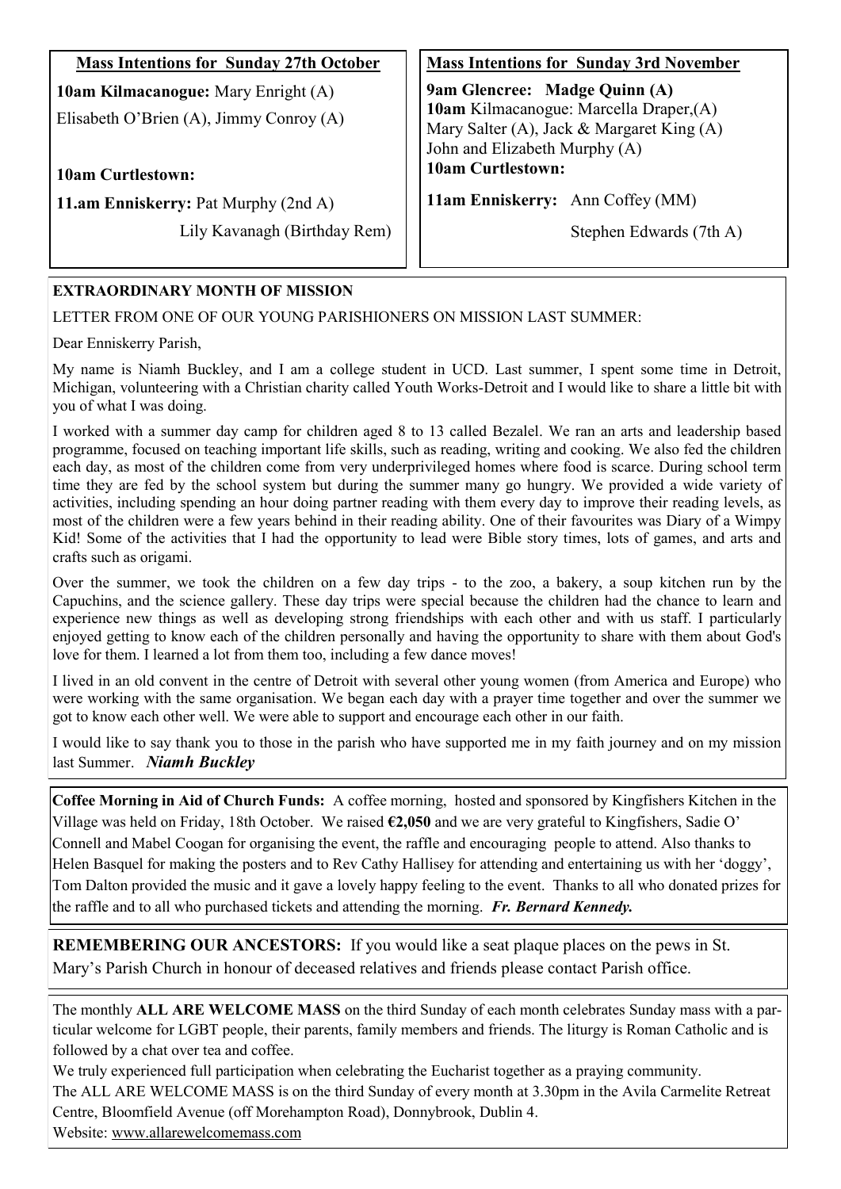**Mass Intentions for Sunday 27th October**

**10am Kilmacanogue:** Mary Enright (A)
Elisabeth O'Brien (A), Jimmy Conroy (A)

**10am Curtlestown:**

**11.am Enniskerry:** Pat Murphy (2nd A)
Lily Kavanagh (Birthday Rem)

**Mass Intentions for Sunday 3rd November**

**9am Glencree: Madge Quinn (A)**
**10am** Kilmacanogue: Marcella Draper,(A)
Mary Salter (A), Jack & Margaret King (A)
John and Elizabeth Murphy (A)
**10am Curtlestown:**

**11am Enniskerry:** Ann Coffey (MM)
Stephen Edwards (7th A)

**EXTRAORDINARY MONTH OF MISSION**

LETTER FROM ONE OF OUR YOUNG PARISHIONERS ON MISSION LAST SUMMER:

Dear Enniskerry Parish,

My name is Niamh Buckley, and I am a college student in UCD. Last summer, I spent some time in Detroit, Michigan, volunteering with a Christian charity called Youth Works-Detroit and I would like to share a little bit with you of what I was doing.

I worked with a summer day camp for children aged 8 to 13 called Bezalel. We ran an arts and leadership based programme, focused on teaching important life skills, such as reading, writing and cooking. We also fed the children each day, as most of the children come from very underprivileged homes where food is scarce. During school term time they are fed by the school system but during the summer many go hungry. We provided a wide variety of activities, including spending an hour doing partner reading with them every day to improve their reading levels, as most of the children were a few years behind in their reading ability. One of their favourites was Diary of a Wimpy Kid! Some of the activities that I had the opportunity to lead were Bible story times, lots of games, and arts and crafts such as origami.

Over the summer, we took the children on a few day trips - to the zoo, a bakery, a soup kitchen run by the Capuchins, and the science gallery. These day trips were special because the children had the chance to learn and experience new things as well as developing strong friendships with each other and with us staff. I particularly enjoyed getting to know each of the children personally and having the opportunity to share with them about God's love for them. I learned a lot from them too, including a few dance moves!

I lived in an old convent in the centre of Detroit with several other young women (from America and Europe) who were working with the same organisation. We began each day with a prayer time together and over the summer we got to know each other well. We were able to support and encourage each other in our faith.

I would like to say thank you to those in the parish who have supported me in my faith journey and on my mission last Summer. ***Niamh Buckley***

**Coffee Morning in Aid of Church Funds:** A coffee morning, hosted and sponsored by Kingfishers Kitchen in the Village was held on Friday, 18th October. We raised **€2,050** and we are very grateful to Kingfishers, Sadie O' Connell and Mabel Coogan for organising the event, the raffle and encouraging people to attend. Also thanks to Helen Basquel for making the posters and to Rev Cathy Hallisey for attending and entertaining us with her 'doggy', Tom Dalton provided the music and it gave a lovely happy feeling to the event. Thanks to all who donated prizes for the raffle and to all who purchased tickets and attending the morning. ***Fr. Bernard Kennedy.***

**REMEMBERING OUR ANCESTORS:** If you would like a seat plaque places on the pews in St. Mary's Parish Church in honour of deceased relatives and friends please contact Parish office.

The monthly **ALL ARE WELCOME MASS** on the third Sunday of each month celebrates Sunday mass with a particular welcome for LGBT people, their parents, family members and friends. The liturgy is Roman Catholic and is followed by a chat over tea and coffee.

We truly experienced full participation when celebrating the Eucharist together as a praying community.

The ALL ARE WELCOME MASS is on the third Sunday of every month at 3.30pm in the Avila Carmelite Retreat Centre, Bloomfield Avenue (off Morehampton Road), Donnybrook, Dublin 4.

Website: www.allarewelcomemass.com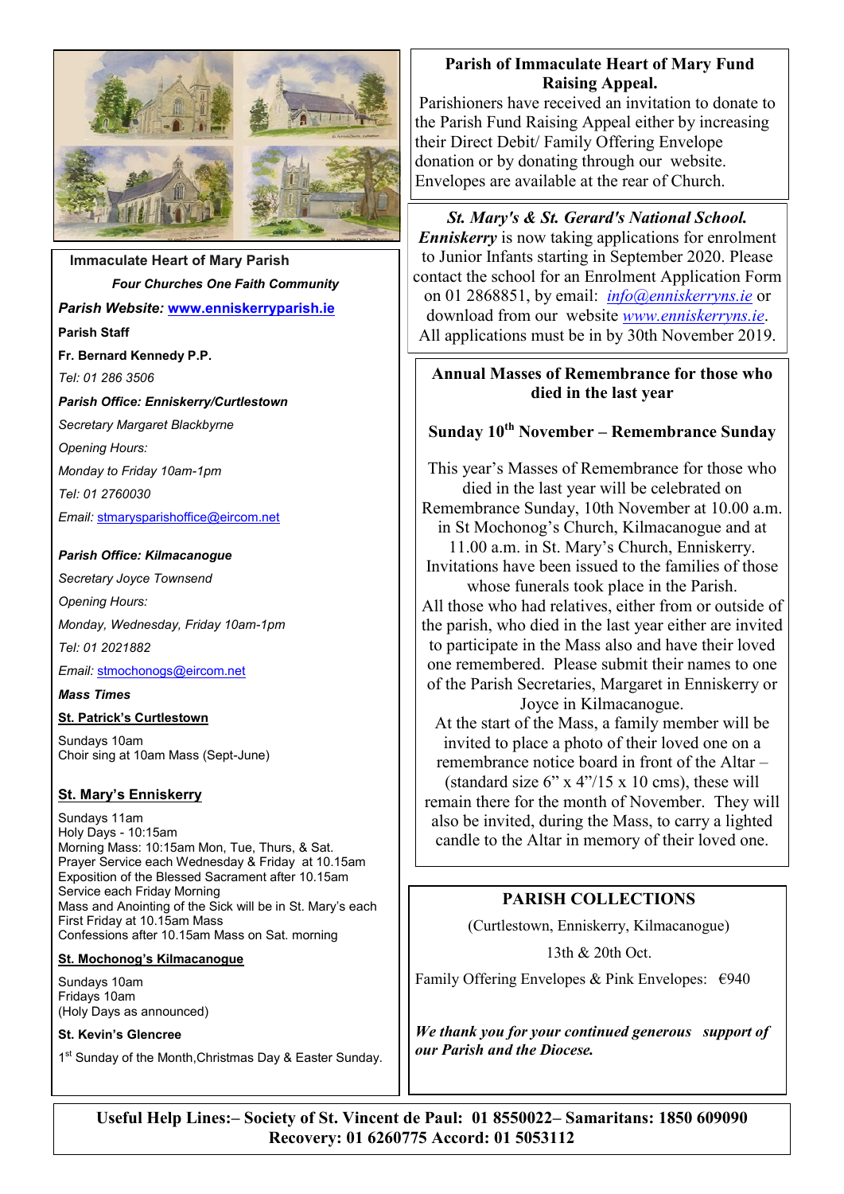## Immaculate Heart of Mary Parish

***Four Churches One Faith Community***

***Parish Website:*** **www.enniskerryparish.ie**

**Parish Staff**

**Fr. Bernard Kennedy P.P.**

*Tel: 01 286 3506*

***Parish Office: Enniskerry/Curtlestown***

*Secretary Margaret Blackbyrne*

*Opening Hours:*

*Monday to Friday 10am-1pm*

*Tel: 01 2760030*

*Email:* stmarysparishoffice@eircom.net

***Parish Office: Kilmacanogue***

*Secretary Joyce Townsend*

*Opening Hours:*

*Monday, Wednesday, Friday 10am-1pm*

*Tel: 01 2021882*

*Email:* stmochonogs@eircom.net

***Mass Times***

**St. Patrick's Curtlestown**

Sundays 10am
Choir sing at 10am Mass (Sept-June)

**St. Mary's Enniskerry**

Sundays 11am
Holy Days - 10:15am
Morning Mass: 10:15am Mon, Tue, Thurs, & Sat.
Prayer Service each Wednesday & Friday at 10.15am
Exposition of the Blessed Sacrament after 10.15am Service each Friday Morning
Mass and Anointing of the Sick will be in St. Mary's each First Friday at 10.15am Mass
Confessions after 10.15am Mass on Sat. morning

**St. Mochonog's Kilmacanogue**

Sundays 10am
Fridays 10am
(Holy Days as announced)

**St. Kevin's Glencree**

1st Sunday of the Month, Christmas Day & Easter Sunday.

## Parish of Immaculate Heart of Mary Fund Raising Appeal.

Parishioners have received an invitation to donate to the Parish Fund Raising Appeal either by increasing their Direct Debit/ Family Offering Envelope donation or by donating through our website. Envelopes are available at the rear of Church.

***St. Mary's & St. Gerard's National School. Enniskerry*** is now taking applications for enrolment to Junior Infants starting in September 2020. Please contact the school for an Enrolment Application Form on 01 2868851, by email: *info@enniskerryns.ie* or download from our website *www.enniskerryns.ie*. All applications must be in by 30th November 2019.

## Annual Masses of Remembrance for those who died in the last year

### Sunday 10th November – Remembrance Sunday

This year's Masses of Remembrance for those who died in the last year will be celebrated on Remembrance Sunday, 10th November at 10.00 a.m. in St Mochonog's Church, Kilmacanogue and at 11.00 a.m. in St. Mary's Church, Enniskerry. Invitations have been issued to the families of those whose funerals took place in the Parish.

All those who had relatives, either from or outside of the parish, who died in the last year either are invited to participate in the Mass also and have their loved one remembered. Please submit their names to one of the Parish Secretaries, Margaret in Enniskerry or Joyce in Kilmacanogue.

At the start of the Mass, a family member will be invited to place a photo of their loved one on a remembrance notice board in front of the Altar – (standard size 6" x 4"/15 x 10 cms), these will remain there for the month of November. They will also be invited, during the Mass, to carry a lighted candle to the Altar in memory of their loved one.

## PARISH COLLECTIONS

(Curtlestown, Enniskerry, Kilmacanogue)

13th & 20th Oct.

Family Offering Envelopes & Pink Envelopes: €940

***We thank you for your continued generous support of our Parish and the Diocese.***

**Useful Help Lines:– Society of St. Vincent de Paul: 01 8550022– Samaritans: 1850 609090 Recovery: 01 6260775 Accord: 01 5053112**